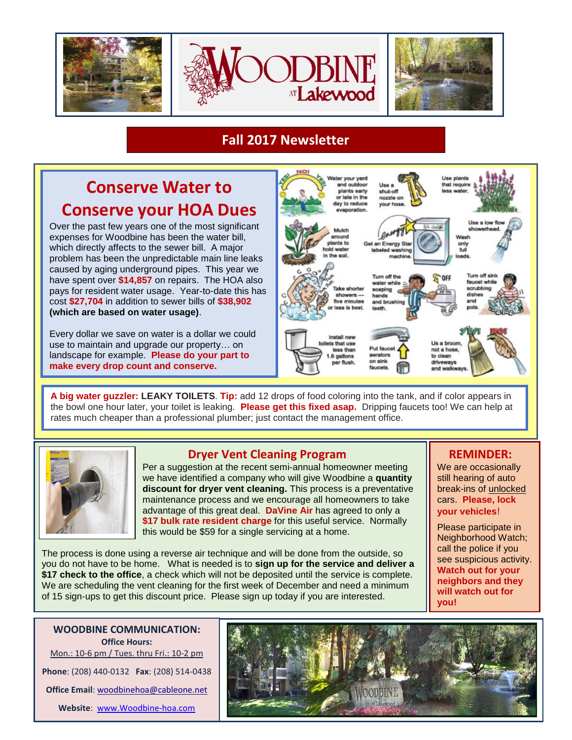# WOODBINE AT Lakewood

## Fall 2017 Newsletter

## Conserve Water to Conserve your HOA Dues

Over the past few years one of the most significant expenses for Woodbine has been the water bill, which directly affects to the sewer bill. A major problem has been the unpredictable main line leaks caused by aging underground pipes. This year we have spent over **$14,857** on repairs. The HOA also pays for resident water usage. Year-to-date this has cost **$27,704** in addition to sewer bills of **$38,902** **(which are based on water usage)**.

Every dollar we save on water is a dollar we could use to maintain and upgrade our property… on landscape for example. **Please do your part to make every drop count and conserve.**

- Water your yard and outdoor plants early or late in the day to reduce evaporation.
- Use a shut-off nozzle on your hose.
- Use plants that require less water.
- Mulch around plants to hold water in the soil.
- Get an Energy Star labeled washing machine.
- Wash only full loads.
- Use a low flow showerhead.
- Take shorter showers — five minutes or less is best.
- Turn off the water while soaping hands and brushing teeth.
- Turn off sink faucet while scrubbing dishes and pots.
- Install new toilets that use less than 1.6 gallons per flush.
- Put faucet aerators on sink faucets.
- Us a broom, not a hose, to clean driveways and walkways.

**A big water guzzler:** **LEAKY TOILETS**. **Tip:** add 12 drops of food coloring into the tank, and if color appears in the bowl one hour later, your toilet is leaking. **Please get this fixed asap.** Dripping faucets too! We can help at rates much cheaper than a professional plumber; just contact the management office.

## Dryer Vent Cleaning Program

Per a suggestion at the recent semi-annual homeowner meeting we have identified a company who will give Woodbine a **quantity discount for dryer vent cleaning.** This process is a preventative maintenance process and we encourage all homeowners to take advantage of this great deal. **DaVine Air** has agreed to only a **$17 bulk rate resident charge** for this useful service. Normally this would be $59 for a single servicing at a home.

The process is done using a reverse air technique and will be done from the outside, so you do not have to be home. What is needed is to **sign up for the service and deliver a $17 check to the office**, a check which will not be deposited until the service is complete. We are scheduling the vent cleaning for the first week of December and need a minimum of 15 sign-ups to get this discount price. Please sign up today if you are interested.

## REMINDER:

We are occasionally still hearing of auto break-ins of unlocked cars. **Please, lock your vehicles!**

Please participate in Neighborhood Watch; call the police if you see suspicious activity. **Watch out for your neighbors and they will watch out for you!**

## WOODBINE COMMUNICATION:

**Office Hours:**
Mon.: 10-6 pm / Tues. thru Fri.: 10-2 pm

**Phone**: (208) 440-0132 **Fax**: (208) 514-0438

**Office Email**: woodbinehoa@cableone.net

**Website**: www.Woodbine-hoa.com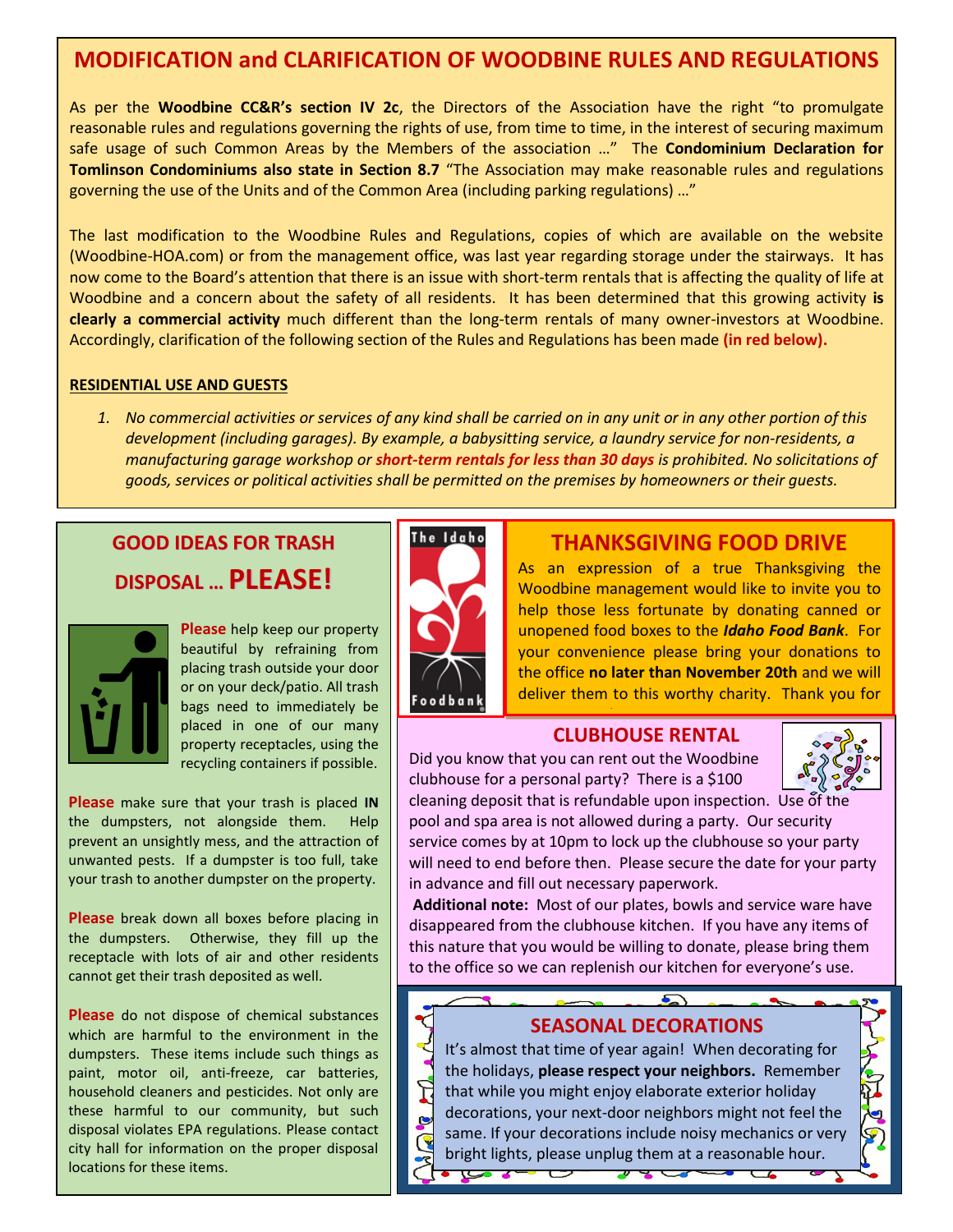# MODIFICATION and CLARIFICATION OF WOODBINE RULES AND REGULATIONS

As per the **Woodbine CC&R's section IV 2c**, the Directors of the Association have the right "to promulgate reasonable rules and regulations governing the rights of use, from time to time, in the interest of securing maximum safe usage of such Common Areas by the Members of the association …" The **Condominium Declaration for Tomlinson Condominiums also state in Section 8.7** "The Association may make reasonable rules and regulations governing the use of the Units and of the Common Area (including parking regulations) …"

The last modification to the Woodbine Rules and Regulations, copies of which are available on the website (Woodbine-HOA.com) or from the management office, was last year regarding storage under the stairways. It has now come to the Board's attention that there is an issue with short-term rentals that is affecting the quality of life at Woodbine and a concern about the safety of all residents. It has been determined that this growing activity **is clearly a commercial activity** much different than the long-term rentals of many owner-investors at Woodbine. Accordingly, clarification of the following section of the Rules and Regulations has been made **(in red below).**

**RESIDENTIAL USE AND GUESTS**

1. *No commercial activities or services of any kind shall be carried on in any unit or in any other portion of this development (including garages). By example, a babysitting service, a laundry service for non-residents, a manufacturing garage workshop or* ***short-term rentals for less than 30 days*** *is prohibited. No solicitations of goods, services or political activities shall be permitted on the premises by homeowners or their guests.*

## GOOD IDEAS FOR TRASH DISPOSAL … PLEASE!

**Please** help keep our property beautiful by refraining from placing trash outside your door or on your deck/patio. All trash bags need to immediately be placed in one of our many property receptacles, using the recycling containers if possible.

**Please** make sure that your trash is placed **IN** the dumpsters, not alongside them. Help prevent an unsightly mess, and the attraction of unwanted pests. If a dumpster is too full, take your trash to another dumpster on the property.

**Please** break down all boxes before placing in the dumpsters. Otherwise, they fill up the receptacle with lots of air and other residents cannot get their trash deposited as well.

**Please** do not dispose of chemical substances which are harmful to the environment in the dumpsters. These items include such things as paint, motor oil, anti-freeze, car batteries, household cleaners and pesticides. Not only are these harmful to our community, but such disposal violates EPA regulations. Please contact city hall for information on the proper disposal locations for these items.

## THANKSGIVING FOOD DRIVE

As an expression of a true Thanksgiving the Woodbine management would like to invite you to help those less fortunate by donating canned or unopened food boxes to the ***Idaho Food Bank***. For your convenience please bring your donations to the office **no later than November 20th** and we will deliver them to this worthy charity. Thank you for

## CLUBHOUSE RENTAL

Did you know that you can rent out the Woodbine clubhouse for a personal party? There is a $100 cleaning deposit that is refundable upon inspection. Use of the pool and spa area is not allowed during a party. Our security service comes by at 10pm to lock up the clubhouse so your party will need to end before then. Please secure the date for your party in advance and fill out necessary paperwork.

**Additional note:** Most of our plates, bowls and service ware have disappeared from the clubhouse kitchen. If you have any items of this nature that you would be willing to donate, please bring them to the office so we can replenish our kitchen for everyone's use.

## SEASONAL DECORATIONS

It's almost that time of year again! When decorating for the holidays, **please respect your neighbors.** Remember that while you might enjoy elaborate exterior holiday decorations, your next-door neighbors might not feel the same. If your decorations include noisy mechanics or very bright lights, please unplug them at a reasonable hour.